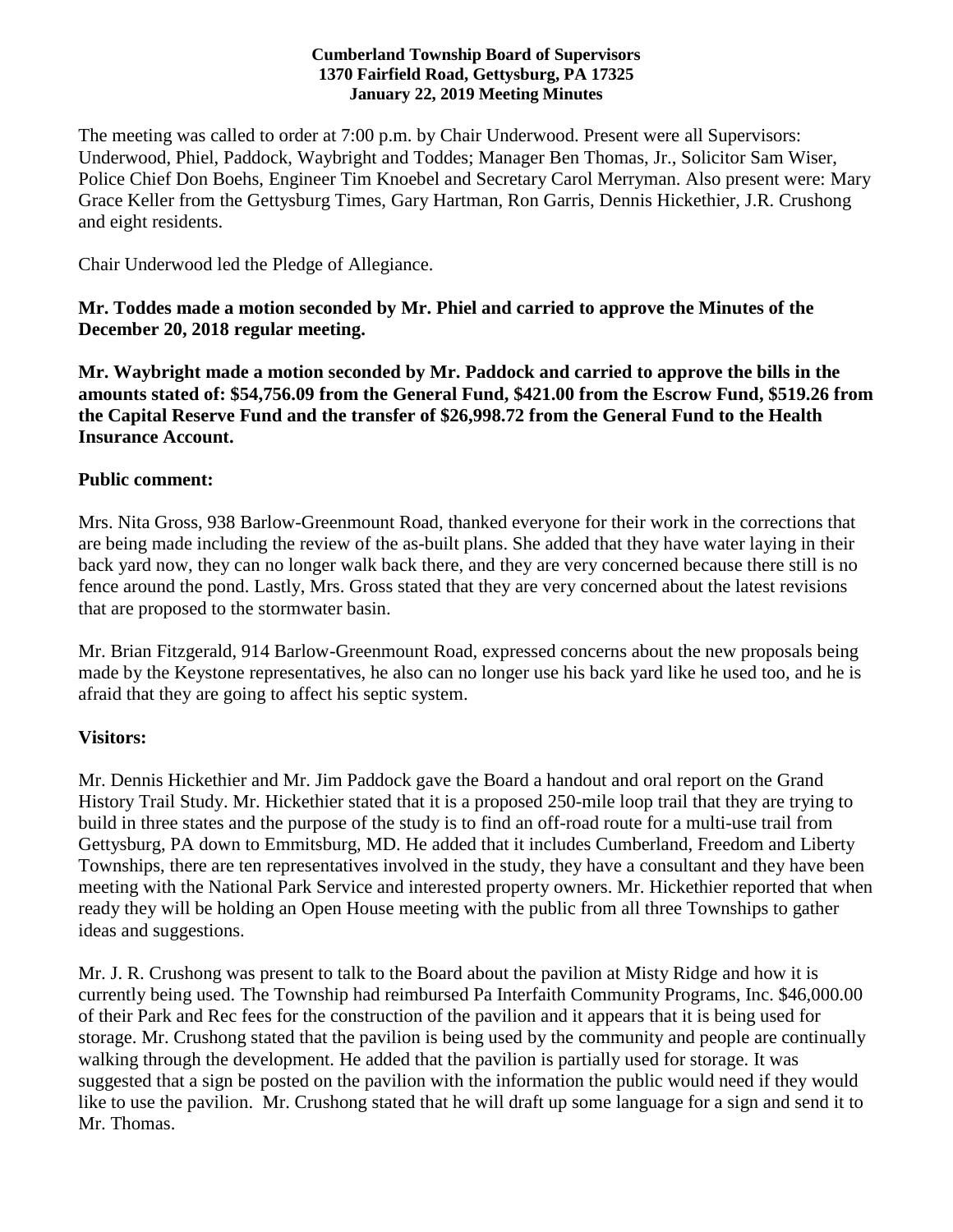**Cumberland Township Board of Supervisors**
**1370 Fairfield Road, Gettysburg, PA 17325**
**January 22, 2019 Meeting Minutes**

The meeting was called to order at 7:00 p.m. by Chair Underwood. Present were all Supervisors: Underwood, Phiel, Paddock, Waybright and Toddes; Manager Ben Thomas, Jr., Solicitor Sam Wiser, Police Chief Don Boehs, Engineer Tim Knoebel and Secretary Carol Merryman. Also present were: Mary Grace Keller from the Gettysburg Times, Gary Hartman, Ron Garris, Dennis Hickethier, J.R. Crushong and eight residents.

Chair Underwood led the Pledge of Allegiance.

**Mr. Toddes made a motion seconded by Mr. Phiel and carried to approve the Minutes of the December 20, 2018 regular meeting.**

**Mr. Waybright made a motion seconded by Mr. Paddock and carried to approve the bills in the amounts stated of: $54,756.09 from the General Fund, $421.00 from the Escrow Fund, $519.26 from the Capital Reserve Fund and the transfer of $26,998.72 from the General Fund to the Health Insurance Account.**

**Public comment:**

Mrs. Nita Gross, 938 Barlow-Greenmount Road, thanked everyone for their work in the corrections that are being made including the review of the as-built plans. She added that they have water laying in their back yard now, they can no longer walk back there, and they are very concerned because there still is no fence around the pond. Lastly, Mrs. Gross stated that they are very concerned about the latest revisions that are proposed to the stormwater basin.

Mr. Brian Fitzgerald, 914 Barlow-Greenmount Road, expressed concerns about the new proposals being made by the Keystone representatives, he also can no longer use his back yard like he used too, and he is afraid that they are going to affect his septic system.

**Visitors:**

Mr. Dennis Hickethier and Mr. Jim Paddock gave the Board a handout and oral report on the Grand History Trail Study. Mr. Hickethier stated that it is a proposed 250-mile loop trail that they are trying to build in three states and the purpose of the study is to find an off-road route for a multi-use trail from Gettysburg, PA down to Emmitsburg, MD. He added that it includes Cumberland, Freedom and Liberty Townships, there are ten representatives involved in the study, they have a consultant and they have been meeting with the National Park Service and interested property owners. Mr. Hickethier reported that when ready they will be holding an Open House meeting with the public from all three Townships to gather ideas and suggestions.

Mr. J. R. Crushong was present to talk to the Board about the pavilion at Misty Ridge and how it is currently being used. The Township had reimbursed Pa Interfaith Community Programs, Inc. $46,000.00 of their Park and Rec fees for the construction of the pavilion and it appears that it is being used for storage. Mr. Crushong stated that the pavilion is being used by the community and people are continually walking through the development. He added that the pavilion is partially used for storage. It was suggested that a sign be posted on the pavilion with the information the public would need if they would like to use the pavilion. Mr. Crushong stated that he will draft up some language for a sign and send it to Mr. Thomas.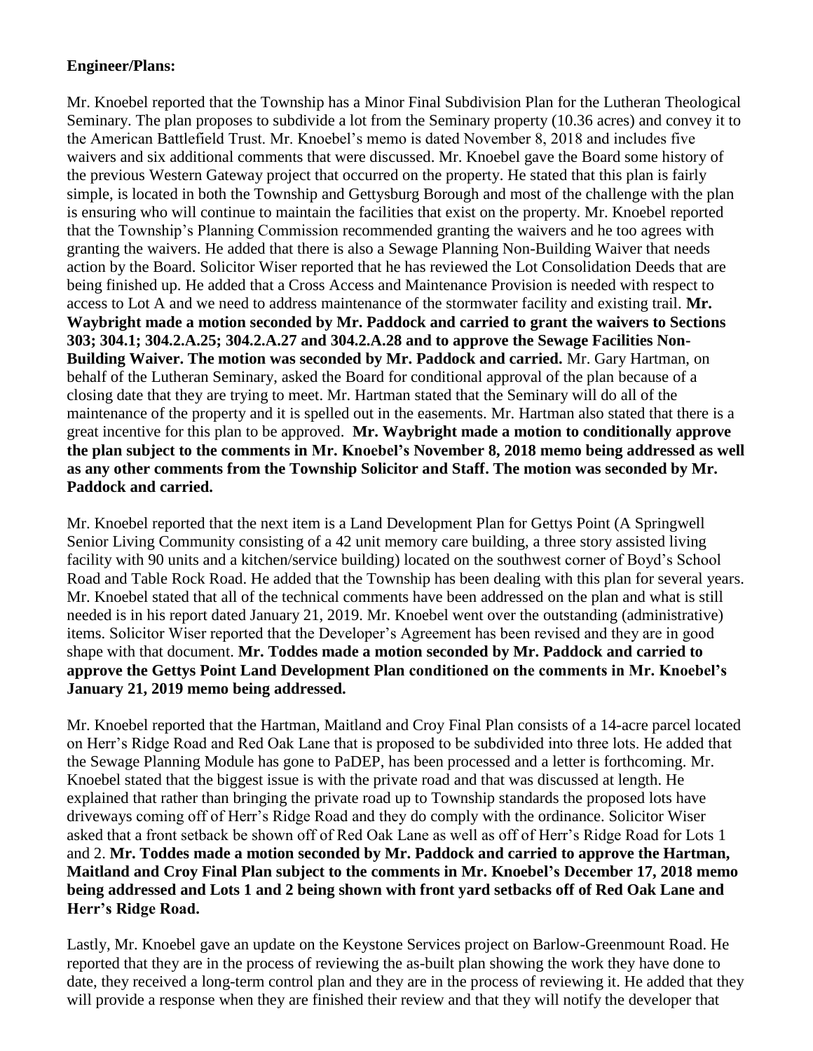**Engineer/Plans:**

Mr. Knoebel reported that the Township has a Minor Final Subdivision Plan for the Lutheran Theological Seminary. The plan proposes to subdivide a lot from the Seminary property (10.36 acres) and convey it to the American Battlefield Trust. Mr. Knoebel's memo is dated November 8, 2018 and includes five waivers and six additional comments that were discussed. Mr. Knoebel gave the Board some history of the previous Western Gateway project that occurred on the property. He stated that this plan is fairly simple, is located in both the Township and Gettysburg Borough and most of the challenge with the plan is ensuring who will continue to maintain the facilities that exist on the property. Mr. Knoebel reported that the Township's Planning Commission recommended granting the waivers and he too agrees with granting the waivers. He added that there is also a Sewage Planning Non-Building Waiver that needs action by the Board. Solicitor Wiser reported that he has reviewed the Lot Consolidation Deeds that are being finished up. He added that a Cross Access and Maintenance Provision is needed with respect to access to Lot A and we need to address maintenance of the stormwater facility and existing trail. **Mr. Waybright made a motion seconded by Mr. Paddock and carried to grant the waivers to Sections 303; 304.1; 304.2.A.25; 304.2.A.27 and 304.2.A.28 and to approve the Sewage Facilities Non-Building Waiver. The motion was seconded by Mr. Paddock and carried.** Mr. Gary Hartman, on behalf of the Lutheran Seminary, asked the Board for conditional approval of the plan because of a closing date that they are trying to meet. Mr. Hartman stated that the Seminary will do all of the maintenance of the property and it is spelled out in the easements. Mr. Hartman also stated that there is a great incentive for this plan to be approved. **Mr. Waybright made a motion to conditionally approve the plan subject to the comments in Mr. Knoebel's November 8, 2018 memo being addressed as well as any other comments from the Township Solicitor and Staff. The motion was seconded by Mr. Paddock and carried.**

Mr. Knoebel reported that the next item is a Land Development Plan for Gettys Point (A Springwell Senior Living Community consisting of a 42 unit memory care building, a three story assisted living facility with 90 units and a kitchen/service building) located on the southwest corner of Boyd's School Road and Table Rock Road. He added that the Township has been dealing with this plan for several years. Mr. Knoebel stated that all of the technical comments have been addressed on the plan and what is still needed is in his report dated January 21, 2019. Mr. Knoebel went over the outstanding (administrative) items. Solicitor Wiser reported that the Developer's Agreement has been revised and they are in good shape with that document. **Mr. Toddes made a motion seconded by Mr. Paddock and carried to approve the Gettys Point Land Development Plan conditioned on the comments in Mr. Knoebel's January 21, 2019 memo being addressed.**

Mr. Knoebel reported that the Hartman, Maitland and Croy Final Plan consists of a 14-acre parcel located on Herr's Ridge Road and Red Oak Lane that is proposed to be subdivided into three lots. He added that the Sewage Planning Module has gone to PaDEP, has been processed and a letter is forthcoming. Mr. Knoebel stated that the biggest issue is with the private road and that was discussed at length. He explained that rather than bringing the private road up to Township standards the proposed lots have driveways coming off of Herr's Ridge Road and they do comply with the ordinance. Solicitor Wiser asked that a front setback be shown off of Red Oak Lane as well as off of Herr's Ridge Road for Lots 1 and 2. **Mr. Toddes made a motion seconded by Mr. Paddock and carried to approve the Hartman, Maitland and Croy Final Plan subject to the comments in Mr. Knoebel's December 17, 2018 memo being addressed and Lots 1 and 2 being shown with front yard setbacks off of Red Oak Lane and Herr's Ridge Road.**

Lastly, Mr. Knoebel gave an update on the Keystone Services project on Barlow-Greenmount Road. He reported that they are in the process of reviewing the as-built plan showing the work they have done to date, they received a long-term control plan and they are in the process of reviewing it. He added that they will provide a response when they are finished their review and that they will notify the developer that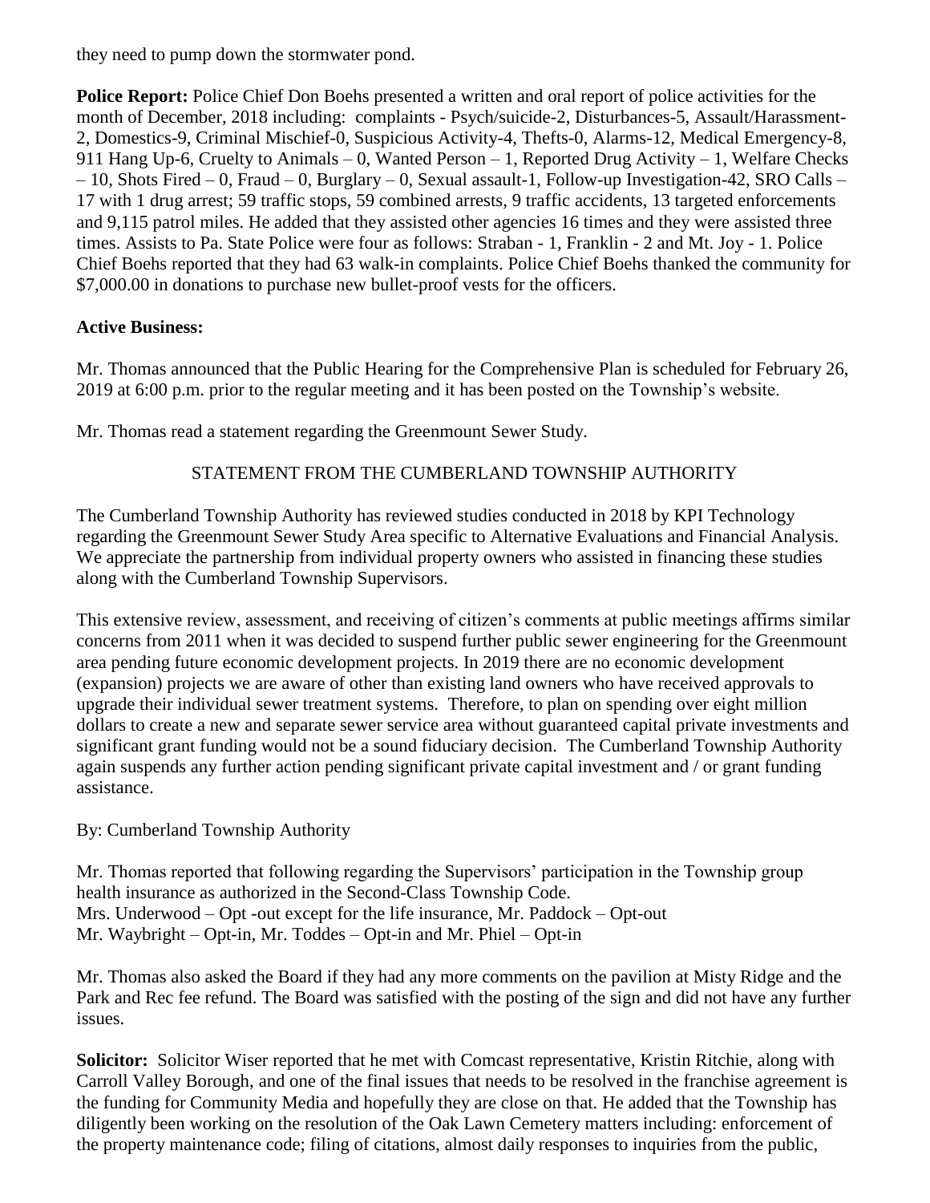they need to pump down the stormwater pond.

**Police Report:** Police Chief Don Boehs presented a written and oral report of police activities for the month of December, 2018 including: complaints - Psych/suicide-2, Disturbances-5, Assault/Harassment-2, Domestics-9, Criminal Mischief-0, Suspicious Activity-4, Thefts-0, Alarms-12, Medical Emergency-8, 911 Hang Up-6, Cruelty to Animals – 0, Wanted Person – 1, Reported Drug Activity – 1, Welfare Checks – 10, Shots Fired – 0, Fraud – 0, Burglary – 0, Sexual assault-1, Follow-up Investigation-42, SRO Calls – 17 with 1 drug arrest; 59 traffic stops, 59 combined arrests, 9 traffic accidents, 13 targeted enforcements and 9,115 patrol miles. He added that they assisted other agencies 16 times and they were assisted three times. Assists to Pa. State Police were four as follows: Straban - 1, Franklin - 2 and Mt. Joy - 1. Police Chief Boehs reported that they had 63 walk-in complaints. Police Chief Boehs thanked the community for $7,000.00 in donations to purchase new bullet-proof vests for the officers.

**Active Business:**

Mr. Thomas announced that the Public Hearing for the Comprehensive Plan is scheduled for February 26, 2019 at 6:00 p.m. prior to the regular meeting and it has been posted on the Township's website.

Mr. Thomas read a statement regarding the Greenmount Sewer Study.

STATEMENT FROM THE CUMBERLAND TOWNSHIP AUTHORITY

The Cumberland Township Authority has reviewed studies conducted in 2018 by KPI Technology regarding the Greenmount Sewer Study Area specific to Alternative Evaluations and Financial Analysis. We appreciate the partnership from individual property owners who assisted in financing these studies along with the Cumberland Township Supervisors.

This extensive review, assessment, and receiving of citizen's comments at public meetings affirms similar concerns from 2011 when it was decided to suspend further public sewer engineering for the Greenmount area pending future economic development projects. In 2019 there are no economic development (expansion) projects we are aware of other than existing land owners who have received approvals to upgrade their individual sewer treatment systems. Therefore, to plan on spending over eight million dollars to create a new and separate sewer service area without guaranteed capital private investments and significant grant funding would not be a sound fiduciary decision. The Cumberland Township Authority again suspends any further action pending significant private capital investment and / or grant funding assistance.

By: Cumberland Township Authority

Mr. Thomas reported that following regarding the Supervisors' participation in the Township group health insurance as authorized in the Second-Class Township Code.
Mrs. Underwood – Opt -out except for the life insurance, Mr. Paddock – Opt-out
Mr. Waybright – Opt-in, Mr. Toddes – Opt-in and Mr. Phiel – Opt-in

Mr. Thomas also asked the Board if they had any more comments on the pavilion at Misty Ridge and the Park and Rec fee refund. The Board was satisfied with the posting of the sign and did not have any further issues.

**Solicitor:** Solicitor Wiser reported that he met with Comcast representative, Kristin Ritchie, along with Carroll Valley Borough, and one of the final issues that needs to be resolved in the franchise agreement is the funding for Community Media and hopefully they are close on that. He added that the Township has diligently been working on the resolution of the Oak Lawn Cemetery matters including: enforcement of the property maintenance code; filing of citations, almost daily responses to inquiries from the public,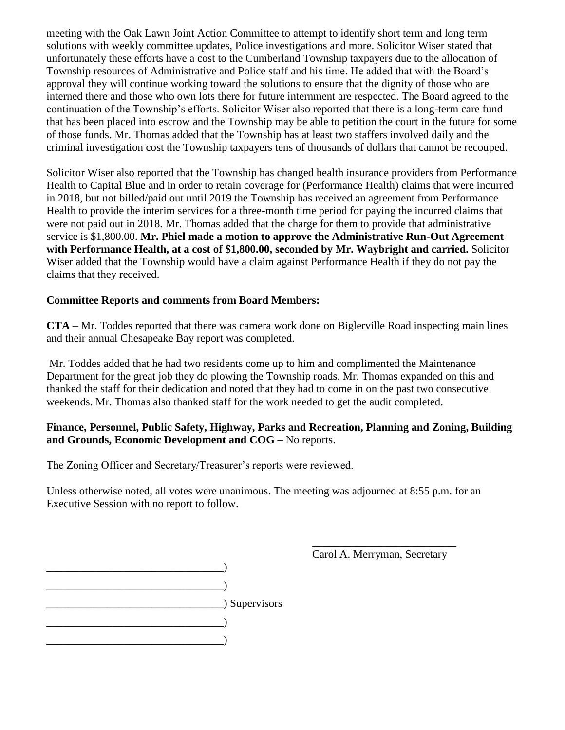meeting with the Oak Lawn Joint Action Committee to attempt to identify short term and long term solutions with weekly committee updates, Police investigations and more. Solicitor Wiser stated that unfortunately these efforts have a cost to the Cumberland Township taxpayers due to the allocation of Township resources of Administrative and Police staff and his time. He added that with the Board's approval they will continue working toward the solutions to ensure that the dignity of those who are interned there and those who own lots there for future internment are respected. The Board agreed to the continuation of the Township's efforts. Solicitor Wiser also reported that there is a long-term care fund that has been placed into escrow and the Township may be able to petition the court in the future for some of those funds. Mr. Thomas added that the Township has at least two staffers involved daily and the criminal investigation cost the Township taxpayers tens of thousands of dollars that cannot be recouped.

Solicitor Wiser also reported that the Township has changed health insurance providers from Performance Health to Capital Blue and in order to retain coverage for (Performance Health) claims that were incurred in 2018, but not billed/paid out until 2019 the Township has received an agreement from Performance Health to provide the interim services for a three-month time period for paying the incurred claims that were not paid out in 2018. Mr. Thomas added that the charge for them to provide that administrative service is $1,800.00. **Mr. Phiel made a motion to approve the Administrative Run-Out Agreement with Performance Health, at a cost of $1,800.00, seconded by Mr. Waybright and carried.** Solicitor Wiser added that the Township would have a claim against Performance Health if they do not pay the claims that they received.

**Committee Reports and comments from Board Members:**

**CTA** – Mr. Toddes reported that there was camera work done on Biglerville Road inspecting main lines and their annual Chesapeake Bay report was completed.

Mr. Toddes added that he had two residents come up to him and complimented the Maintenance Department for the great job they do plowing the Township roads. Mr. Thomas expanded on this and thanked the staff for their dedication and noted that they had to come in on the past two consecutive weekends. Mr. Thomas also thanked staff for the work needed to get the audit completed.

**Finance, Personnel, Public Safety, Highway, Parks and Recreation, Planning and Zoning, Building and Grounds, Economic Development and COG –** No reports.

The Zoning Officer and Secretary/Treasurer's reports were reviewed.

Unless otherwise noted, all votes were unanimous. The meeting was adjourned at 8:55 p.m. for an Executive Session with no report to follow.

\_\_\_\_\_\_\_\_\_\_\_\_\_\_\_\_\_\_\_\_\_\_\_\_\_\_
Carol A. Merryman, Secretary

\_\_\_\_\_\_\_\_\_\_\_\_\_\_\_\_\_\_\_\_\_\_\_\_\_\_\_\_\_\_)
\_\_\_\_\_\_\_\_\_\_\_\_\_\_\_\_\_\_\_\_\_\_\_\_\_\_\_\_\_\_)
\_\_\_\_\_\_\_\_\_\_\_\_\_\_\_\_\_\_\_\_\_\_\_\_\_\_\_\_\_\_) Supervisors
\_\_\_\_\_\_\_\_\_\_\_\_\_\_\_\_\_\_\_\_\_\_\_\_\_\_\_\_\_\_)
\_\_\_\_\_\_\_\_\_\_\_\_\_\_\_\_\_\_\_\_\_\_\_\_\_\_\_\_\_\_)